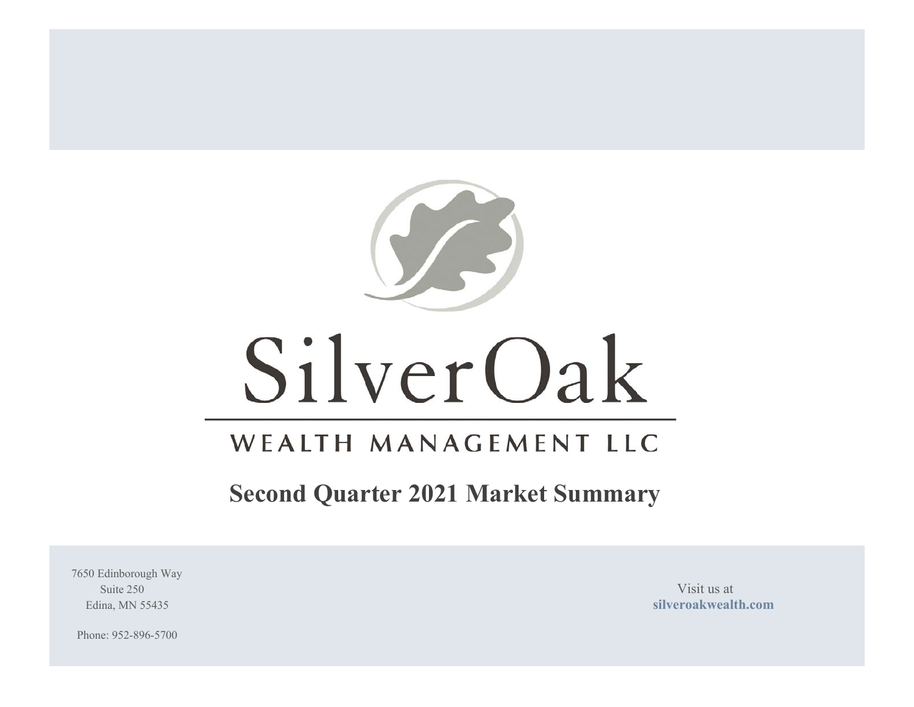# SilverOak

WEALTH MANAGEMENT LLC

## Second Quarter 2021 Market Summary

7650 Edinborough Way
Suite 250
Edina, MN 55435

Phone: 952-896-5700

Visit us at
**silveroakwealth.com**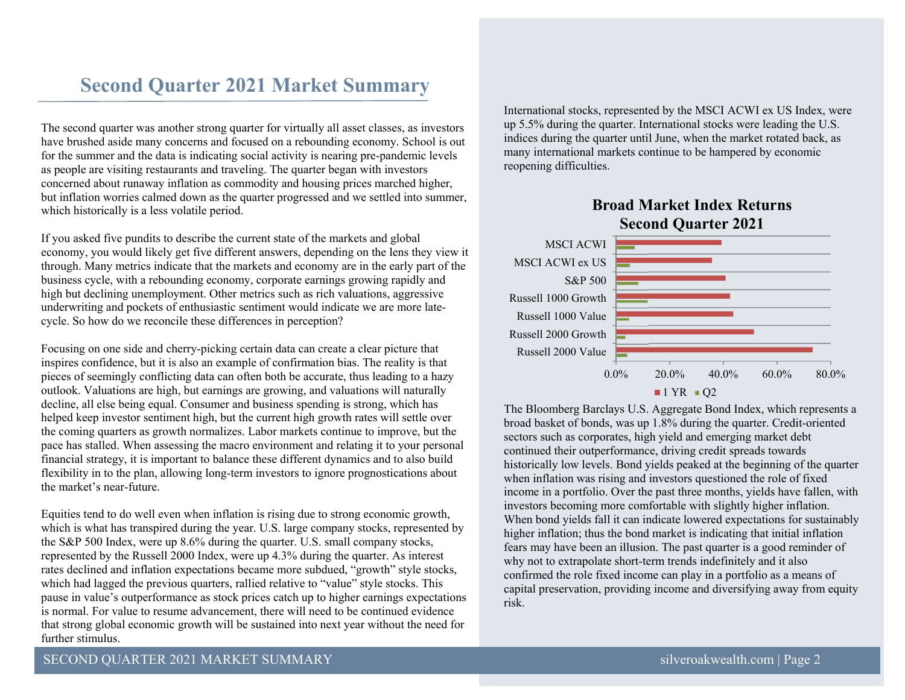# Second Quarter 2021 Market Summary

The second quarter was another strong quarter for virtually all asset classes, as investors have brushed aside many concerns and focused on a rebounding economy. School is out for the summer and the data is indicating social activity is nearing pre-pandemic levels as people are visiting restaurants and traveling. The quarter began with investors concerned about runaway inflation as commodity and housing prices marched higher, but inflation worries calmed down as the quarter progressed and we settled into summer, which historically is a less volatile period.

If you asked five pundits to describe the current state of the markets and global economy, you would likely get five different answers, depending on the lens they view it through. Many metrics indicate that the markets and economy are in the early part of the business cycle, with a rebounding economy, corporate earnings growing rapidly and high but declining unemployment. Other metrics such as rich valuations, aggressive underwriting and pockets of enthusiastic sentiment would indicate we are more late-cycle. So how do we reconcile these differences in perception?

Focusing on one side and cherry-picking certain data can create a clear picture that inspires confidence, but it is also an example of confirmation bias. The reality is that pieces of seemingly conflicting data can often both be accurate, thus leading to a hazy outlook. Valuations are high, but earnings are growing, and valuations will naturally decline, all else being equal. Consumer and business spending is strong, which has helped keep investor sentiment high, but the current high growth rates will settle over the coming quarters as growth normalizes. Labor markets continue to improve, but the pace has stalled. When assessing the macro environment and relating it to your personal financial strategy, it is important to balance these different dynamics and to also build flexibility in to the plan, allowing long-term investors to ignore prognostications about the market's near-future.

Equities tend to do well even when inflation is rising due to strong economic growth, which is what has transpired during the year. U.S. large company stocks, represented by the S&P 500 Index, were up 8.6% during the quarter. U.S. small company stocks, represented by the Russell 2000 Index, were up 4.3% during the quarter. As interest rates declined and inflation expectations became more subdued, "growth" style stocks, which had lagged the previous quarters, rallied relative to "value" style stocks. This pause in value's outperformance as stock prices catch up to higher earnings expectations is normal. For value to resume advancement, there will need to be continued evidence that strong global economic growth will be sustained into next year without the need for further stimulus.

International stocks, represented by the MSCI ACWI ex US Index, were up 5.5% during the quarter. International stocks were leading the U.S. indices during the quarter until June, when the market rotated back, as many international markets continue to be hampered by economic reopening difficulties.

**Broad Market Index Returns Second Quarter 2021**

The Bloomberg Barclays U.S. Aggregate Bond Index, which represents a broad basket of bonds, was up 1.8% during the quarter. Credit-oriented sectors such as corporates, high yield and emerging market debt continued their outperformance, driving credit spreads towards historically low levels. Bond yields peaked at the beginning of the quarter when inflation was rising and investors questioned the role of fixed income in a portfolio. Over the past three months, yields have fallen, with investors becoming more comfortable with slightly higher inflation. When bond yields fall it can indicate lowered expectations for sustainably higher inflation; thus the bond market is indicating that initial inflation fears may have been an illusion. The past quarter is a good reminder of why not to extrapolate short-term trends indefinitely and it also confirmed the role fixed income can play in a portfolio as a means of capital preservation, providing income and diversifying away from equity risk.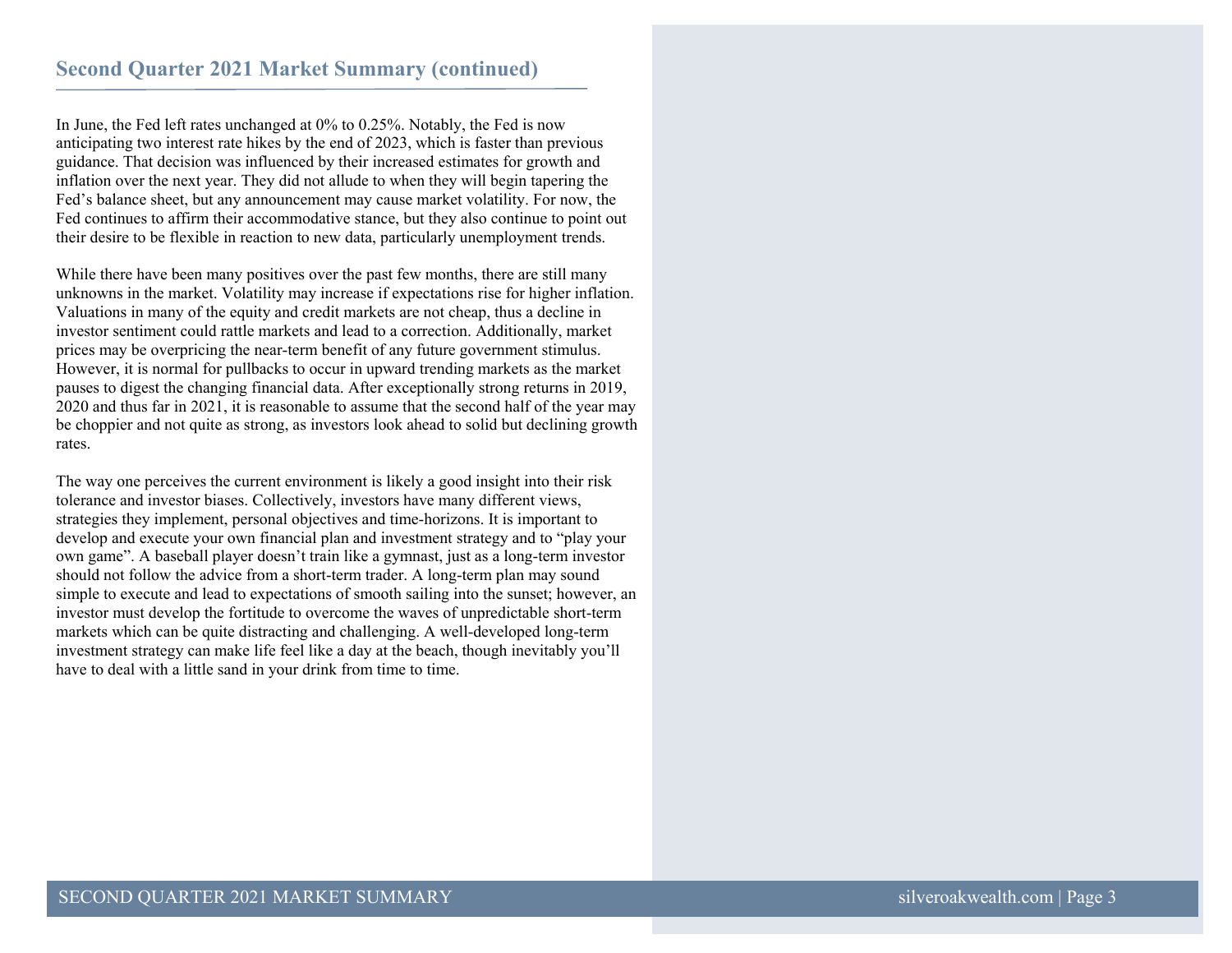## Second Quarter 2021 Market Summary (continued)

In June, the Fed left rates unchanged at 0% to 0.25%. Notably, the Fed is now anticipating two interest rate hikes by the end of 2023, which is faster than previous guidance. That decision was influenced by their increased estimates for growth and inflation over the next year. They did not allude to when they will begin tapering the Fed's balance sheet, but any announcement may cause market volatility. For now, the Fed continues to affirm their accommodative stance, but they also continue to point out their desire to be flexible in reaction to new data, particularly unemployment trends.

While there have been many positives over the past few months, there are still many unknowns in the market. Volatility may increase if expectations rise for higher inflation. Valuations in many of the equity and credit markets are not cheap, thus a decline in investor sentiment could rattle markets and lead to a correction. Additionally, market prices may be overpricing the near-term benefit of any future government stimulus. However, it is normal for pullbacks to occur in upward trending markets as the market pauses to digest the changing financial data. After exceptionally strong returns in 2019, 2020 and thus far in 2021, it is reasonable to assume that the second half of the year may be choppier and not quite as strong, as investors look ahead to solid but declining growth rates.

The way one perceives the current environment is likely a good insight into their risk tolerance and investor biases. Collectively, investors have many different views, strategies they implement, personal objectives and time-horizons. It is important to develop and execute your own financial plan and investment strategy and to "play your own game". A baseball player doesn't train like a gymnast, just as a long-term investor should not follow the advice from a short-term trader. A long-term plan may sound simple to execute and lead to expectations of smooth sailing into the sunset; however, an investor must develop the fortitude to overcome the waves of unpredictable short-term markets which can be quite distracting and challenging. A well-developed long-term investment strategy can make life feel like a day at the beach, though inevitably you'll have to deal with a little sand in your drink from time to time.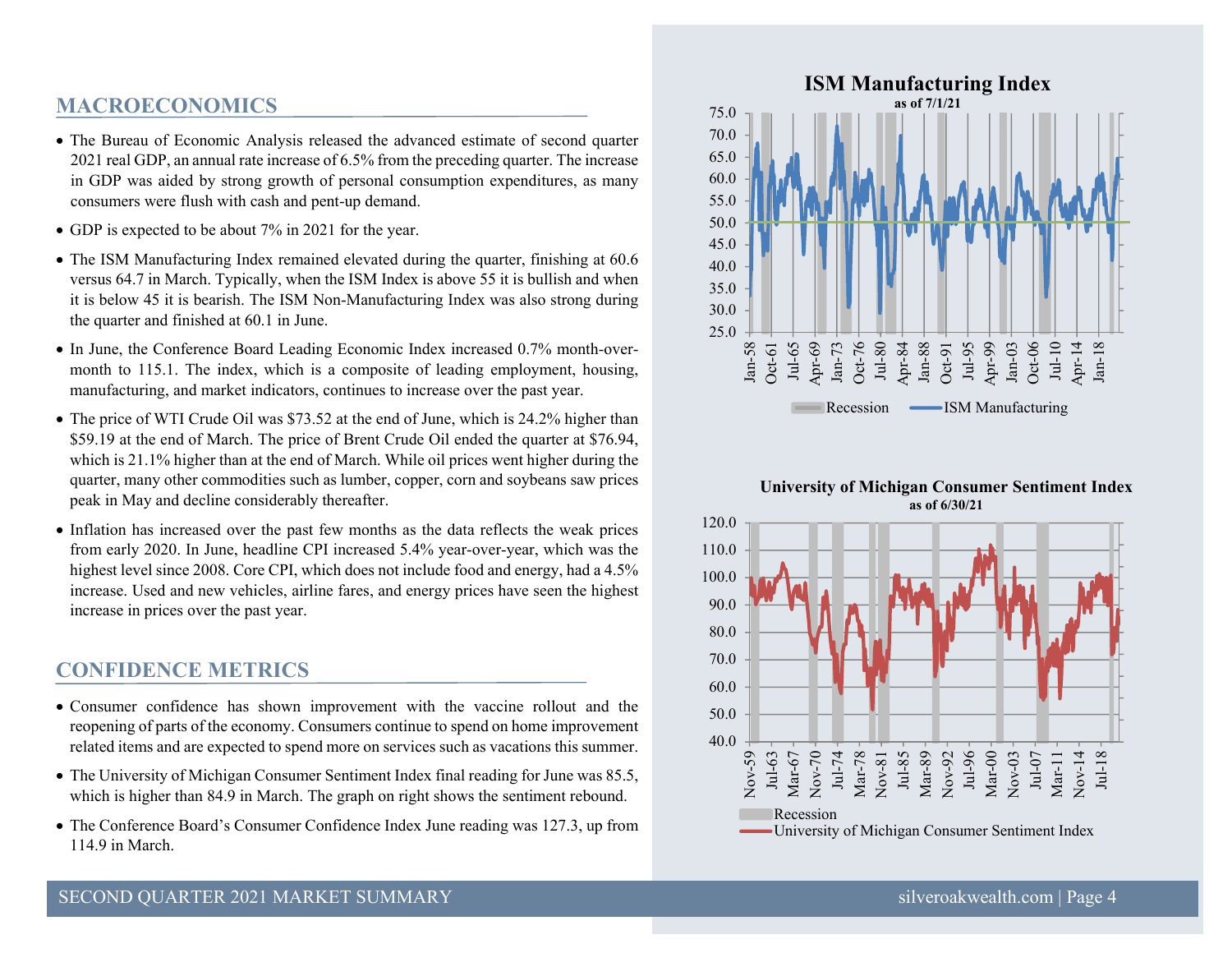## MACROECONOMICS

- The Bureau of Economic Analysis released the advanced estimate of second quarter 2021 real GDP, an annual rate increase of 6.5% from the preceding quarter. The increase in GDP was aided by strong growth of personal consumption expenditures, as many consumers were flush with cash and pent-up demand.
- GDP is expected to be about 7% in 2021 for the year.
- The ISM Manufacturing Index remained elevated during the quarter, finishing at 60.6 versus 64.7 in March. Typically, when the ISM Index is above 55 it is bullish and when it is below 45 it is bearish. The ISM Non-Manufacturing Index was also strong during the quarter and finished at 60.1 in June.
- In June, the Conference Board Leading Economic Index increased 0.7% month-over-month to 115.1. The index, which is a composite of leading employment, housing, manufacturing, and market indicators, continues to increase over the past year.
- The price of WTI Crude Oil was $73.52 at the end of June, which is 24.2% higher than $59.19 at the end of March. The price of Brent Crude Oil ended the quarter at $76.94, which is 21.1% higher than at the end of March. While oil prices went higher during the quarter, many other commodities such as lumber, copper, corn and soybeans saw prices peak in May and decline considerably thereafter.
- Inflation has increased over the past few months as the data reflects the weak prices from early 2020. In June, headline CPI increased 5.4% year-over-year, which was the highest level since 2008. Core CPI, which does not include food and energy, had a 4.5% increase. Used and new vehicles, airline fares, and energy prices have seen the highest increase in prices over the past year.

## CONFIDENCE METRICS

- Consumer confidence has shown improvement with the vaccine rollout and the reopening of parts of the economy. Consumers continue to spend on home improvement related items and are expected to spend more on services such as vacations this summer.
- The University of Michigan Consumer Sentiment Index final reading for June was 85.5, which is higher than 84.9 in March. The graph on right shows the sentiment rebound.
- The Conference Board's Consumer Confidence Index June reading was 127.3, up from 114.9 in March.

**ISM Manufacturing Index**
as of 7/1/21

Recession | ISM Manufacturing

**University of Michigan Consumer Sentiment Index**
as of 6/30/21

Recession | University of Michigan Consumer Sentiment Index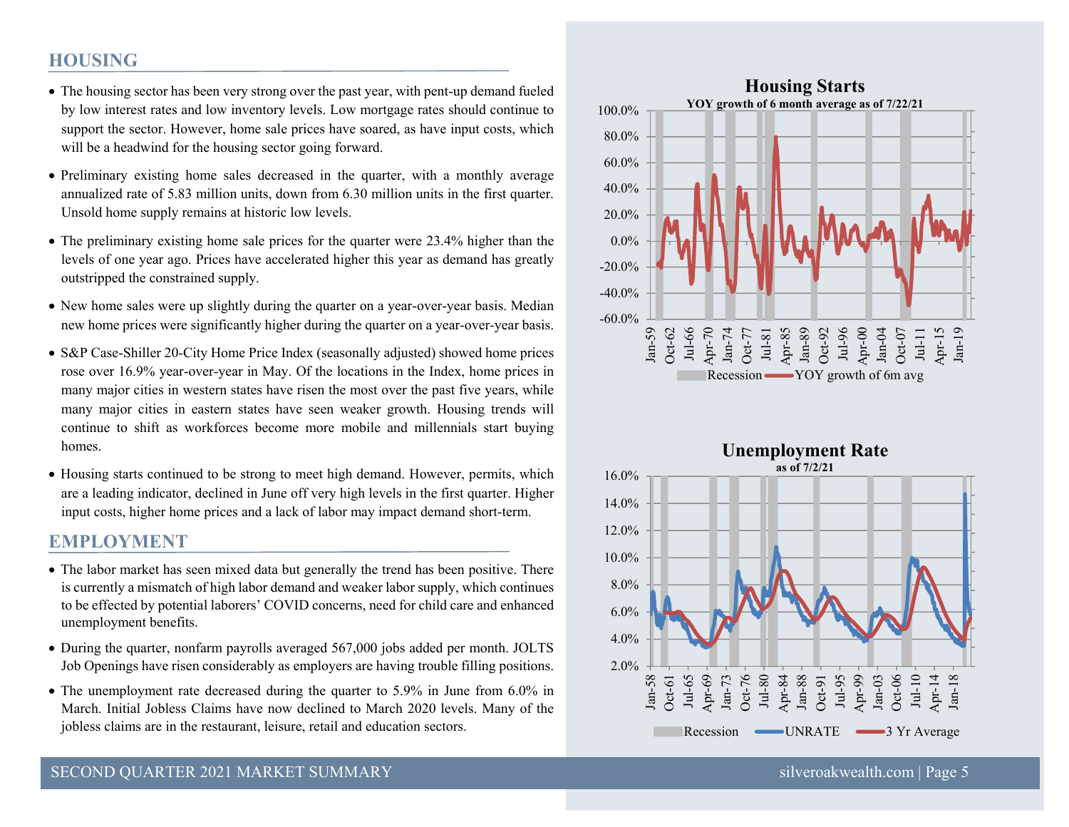## HOUSING

- The housing sector has been very strong over the past year, with pent-up demand fueled by low interest rates and low inventory levels. Low mortgage rates should continue to support the sector. However, home sale prices have soared, as have input costs, which will be a headwind for the housing sector going forward.
- Preliminary existing home sales decreased in the quarter, with a monthly average annualized rate of 5.83 million units, down from 6.30 million units in the first quarter. Unsold home supply remains at historic low levels.
- The preliminary existing home sale prices for the quarter were 23.4% higher than the levels of one year ago. Prices have accelerated higher this year as demand has greatly outstripped the constrained supply.
- New home sales were up slightly during the quarter on a year-over-year basis. Median new home prices were significantly higher during the quarter on a year-over-year basis.
- S&P Case-Shiller 20-City Home Price Index (seasonally adjusted) showed home prices rose over 16.9% year-over-year in May. Of the locations in the Index, home prices in many major cities in western states have risen the most over the past five years, while many major cities in eastern states have seen weaker growth. Housing trends will continue to shift as workforces become more mobile and millennials start buying homes.
- Housing starts continued to be strong to meet high demand. However, permits, which are a leading indicator, declined in June off very high levels in the first quarter. Higher input costs, higher home prices and a lack of labor may impact demand short-term.

## EMPLOYMENT

- The labor market has seen mixed data but generally the trend has been positive. There is currently a mismatch of high labor demand and weaker labor supply, which continues to be effected by potential laborers' COVID concerns, need for child care and enhanced unemployment benefits.
- During the quarter, nonfarm payrolls averaged 567,000 jobs added per month. JOLTS Job Openings have risen considerably as employers are having trouble filling positions.
- The unemployment rate decreased during the quarter to 5.9% in June from 6.0% in March. Initial Jobless Claims have now declined to March 2020 levels. Many of the jobless claims are in the restaurant, leisure, retail and education sectors.

**Housing Starts**
YOY growth of 6 month average as of 7/22/21

**Unemployment Rate**
as of 7/2/21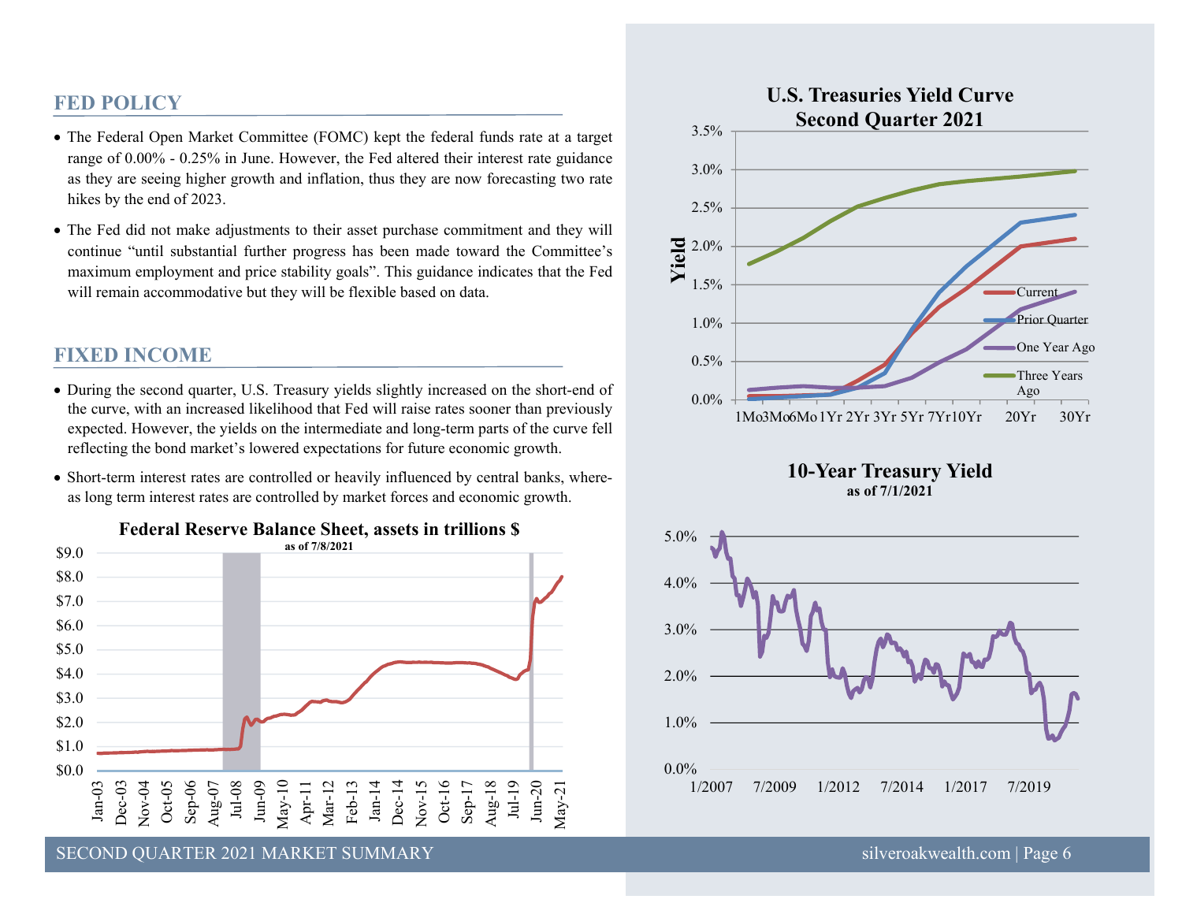## FED POLICY

- The Federal Open Market Committee (FOMC) kept the federal funds rate at a target range of 0.00% - 0.25% in June. However, the Fed altered their interest rate guidance as they are seeing higher growth and inflation, thus they are now forecasting two rate hikes by the end of 2023.
- The Fed did not make adjustments to their asset purchase commitment and they will continue "until substantial further progress has been made toward the Committee's maximum employment and price stability goals". This guidance indicates that the Fed will remain accommodative but they will be flexible based on data.

## FIXED INCOME

- During the second quarter, U.S. Treasury yields slightly increased on the short-end of the curve, with an increased likelihood that Fed will raise rates sooner than previously expected. However, the yields on the intermediate and long-term parts of the curve fell reflecting the bond market's lowered expectations for future economic growth.
- Short-term interest rates are controlled or heavily influenced by central banks, whereas long term interest rates are controlled by market forces and economic growth.

**Federal Reserve Balance Sheet, assets in trillions $**
as of 7/8/2021

**U.S. Treasuries Yield Curve Second Quarter 2021**

**10-Year Treasury Yield**
as of 7/1/2021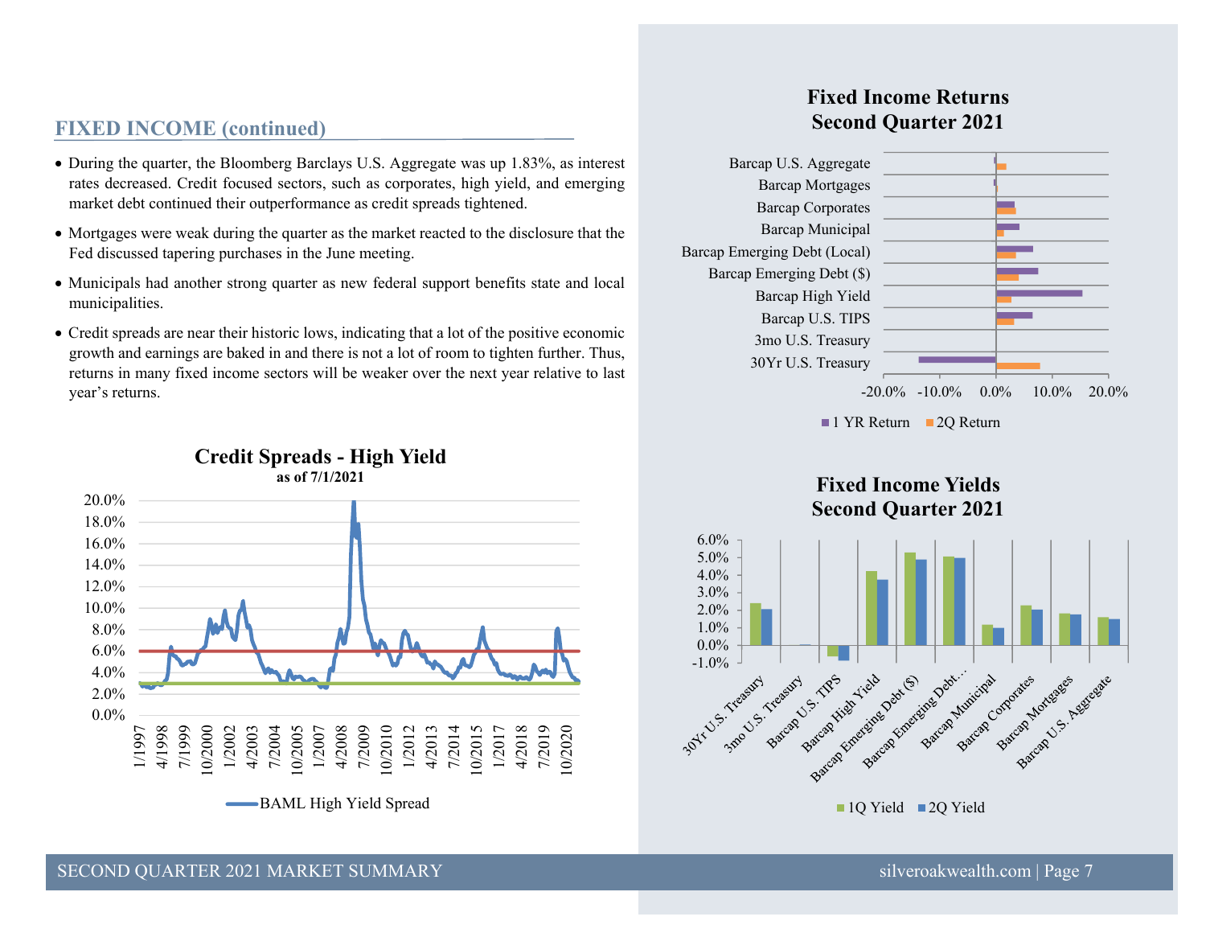## FIXED INCOME (continued)

- During the quarter, the Bloomberg Barclays U.S. Aggregate was up 1.83%, as interest rates decreased. Credit focused sectors, such as corporates, high yield, and emerging market debt continued their outperformance as credit spreads tightened.
- Mortgages were weak during the quarter as the market reacted to the disclosure that the Fed discussed tapering purchases in the June meeting.
- Municipals had another strong quarter as new federal support benefits state and local municipalities.
- Credit spreads are near their historic lows, indicating that a lot of the positive economic growth and earnings are baked in and there is not a lot of room to tighten further. Thus, returns in many fixed income sectors will be weaker over the next year relative to last year's returns.

**Credit Spreads - High Yield**
as of 7/1/2021

BAML High Yield Spread

**Fixed Income Returns Second Quarter 2021**

1 YR Return | 2Q Return

**Fixed Income Yields Second Quarter 2021**

1Q Yield | 2Q Yield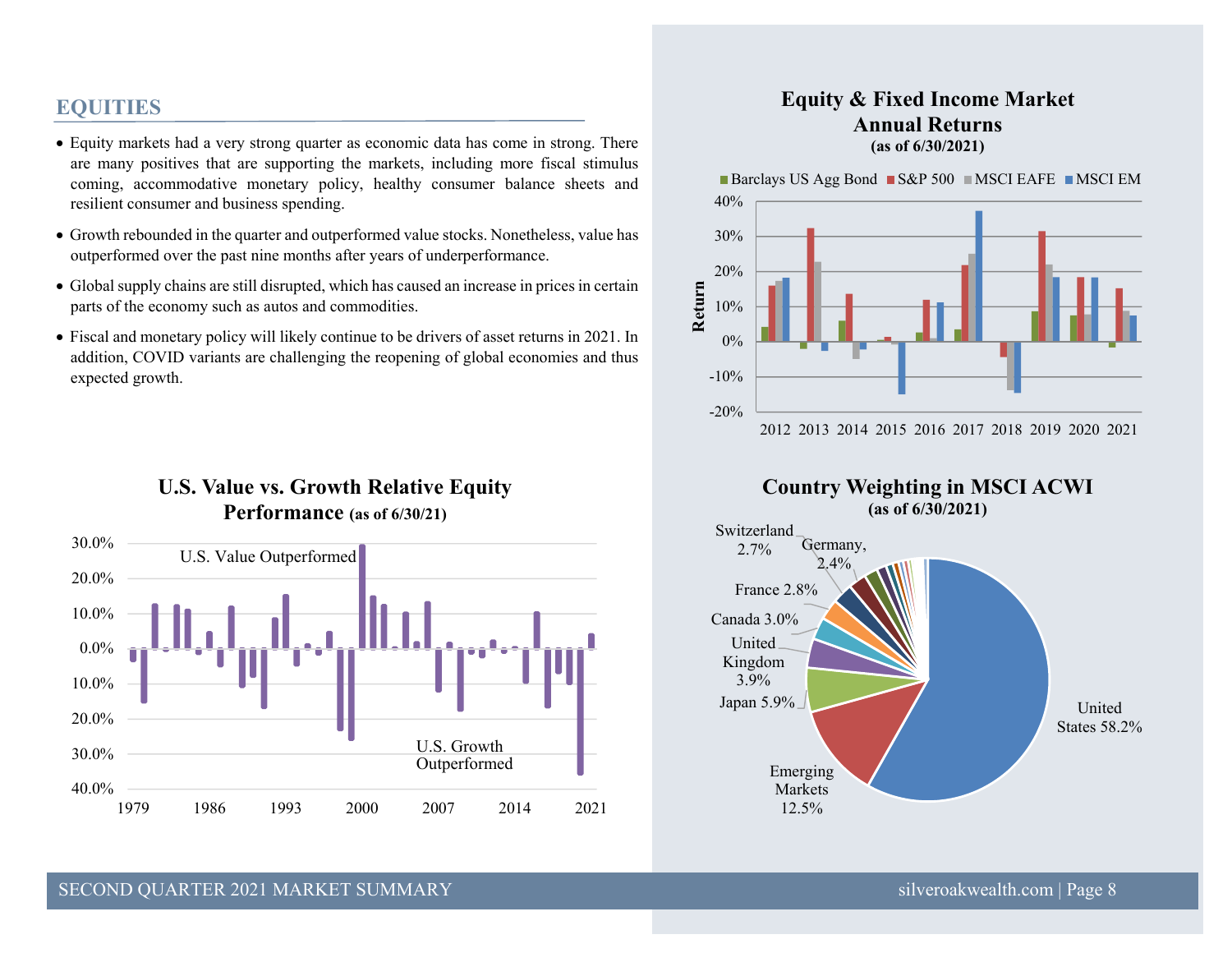## EQUITIES

- Equity markets had a very strong quarter as economic data has come in strong. There are many positives that are supporting the markets, including more fiscal stimulus coming, accommodative monetary policy, healthy consumer balance sheets and resilient consumer and business spending.
- Growth rebounded in the quarter and outperformed value stocks. Nonetheless, value has outperformed over the past nine months after years of underperformance.
- Global supply chains are still disrupted, which has caused an increase in prices in certain parts of the economy such as autos and commodities.
- Fiscal and monetary policy will likely continue to be drivers of asset returns in 2021. In addition, COVID variants are challenging the reopening of global economies and thus expected growth.

**Equity & Fixed Income Market Annual Returns (as of 6/30/2021)**

Legend: Barclays US Agg Bond, S&P 500, MSCI EAFE, MSCI EM

Return axis: -20% to 40%; Years: 2012 2013 2014 2015 2016 2017 2018 2019 2020 2021

**U.S. Value vs. Growth Relative Equity Performance (as of 6/30/21)**

U.S. Value Outperformed

U.S. Growth Outperformed

Axis: 30.0%, 20.0%, 10.0%, 0.0%, 10.0%, 20.0%, 30.0%, 40.0%; Years: 1979, 1986, 1993, 2000, 2007, 2014, 2021

**Country Weighting in MSCI ACWI (as of 6/30/2021)**

- United States 58.2%
- Emerging Markets 12.5%
- Japan 5.9%
- United Kingdom 3.9%
- Canada 3.0%
- France 2.8%
- Switzerland 2.7%
- Germany, 2.4%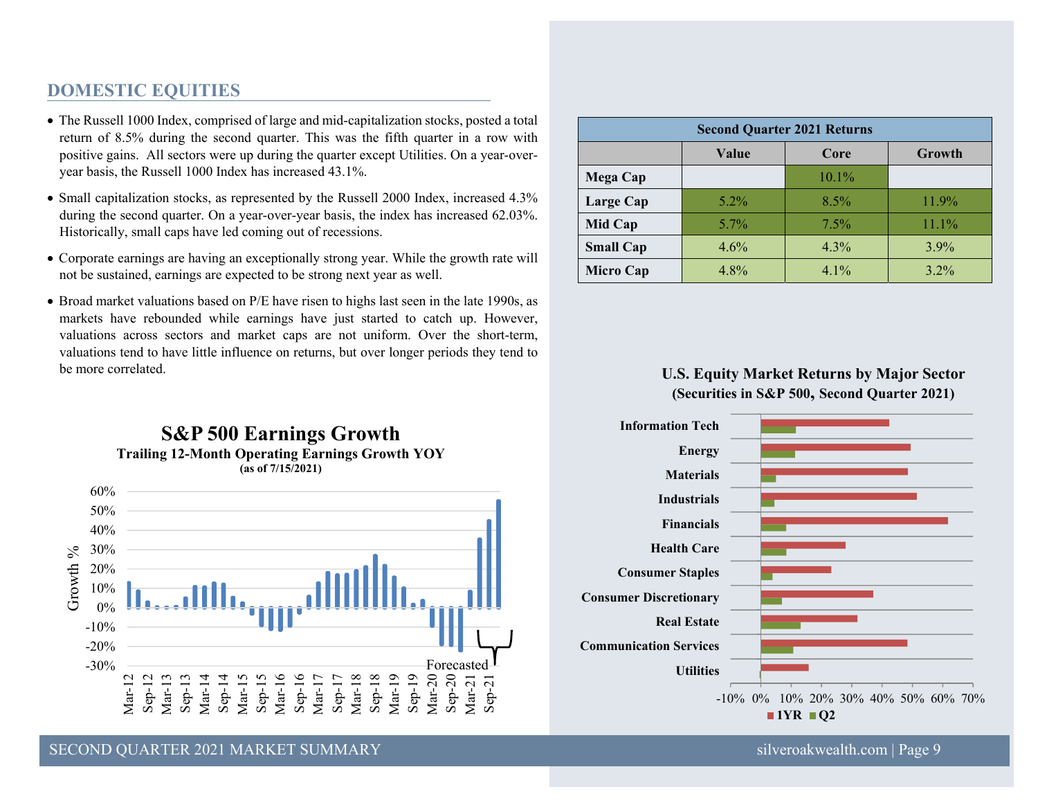## DOMESTIC EQUITIES

- The Russell 1000 Index, comprised of large and mid-capitalization stocks, posted a total return of 8.5% during the second quarter. This was the fifth quarter in a row with positive gains. All sectors were up during the quarter except Utilities. On a year-over-year basis, the Russell 1000 Index has increased 43.1%.
- Small capitalization stocks, as represented by the Russell 2000 Index, increased 4.3% during the second quarter. On a year-over-year basis, the index has increased 62.03%. Historically, small caps have led coming out of recessions.
- Corporate earnings are having an exceptionally strong year. While the growth rate will not be sustained, earnings are expected to be strong next year as well.
- Broad market valuations based on P/E have risen to highs last seen in the late 1990s, as markets have rebounded while earnings have just started to catch up. However, valuations across sectors and market caps are not uniform. Over the short-term, valuations tend to have little influence on returns, but over longer periods they tend to be more correlated.

| Second Quarter 2021 Returns | | | |
|---|---|---|---|
| | Value | Core | Growth |
| Mega Cap | | 10.1% | |
| Large Cap | 5.2% | 8.5% | 11.9% |
| Mid Cap | 5.7% | 7.5% | 11.1% |
| Small Cap | 4.6% | 4.3% | 3.9% |
| Micro Cap | 4.8% | 4.1% | 3.2% |

**S&P 500 Earnings Growth**
**Trailing 12-Month Operating Earnings Growth YOY**
**(as of 7/15/2021)**

**U.S. Equity Market Returns by Major Sector**
**(Securities in S&P 500, Second Quarter 2021)**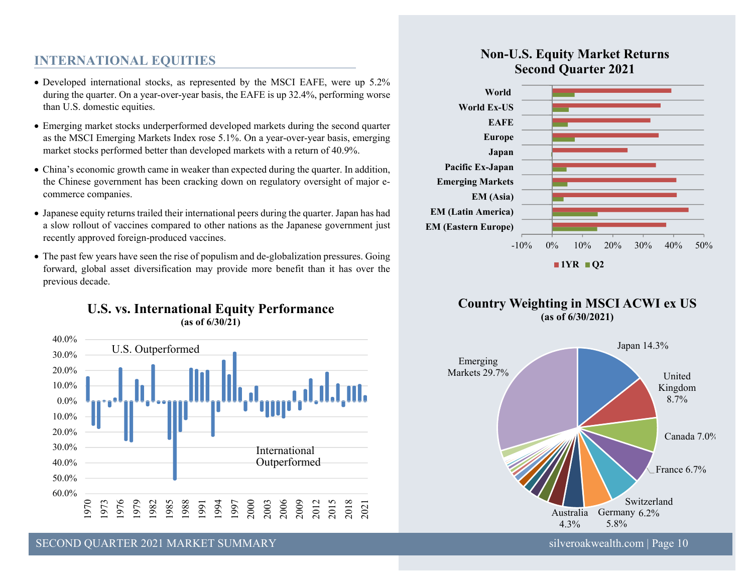## INTERNATIONAL EQUITIES

- Developed international stocks, as represented by the MSCI EAFE, were up 5.2% during the quarter. On a year-over-year basis, the EAFE is up 32.4%, performing worse than U.S. domestic equities.
- Emerging market stocks underperformed developed markets during the second quarter as the MSCI Emerging Markets Index rose 5.1%. On a year-over-year basis, emerging market stocks performed better than developed markets with a return of 40.9%.
- China's economic growth came in weaker than expected during the quarter. In addition, the Chinese government has been cracking down on regulatory oversight of major e-commerce companies.
- Japanese equity returns trailed their international peers during the quarter. Japan has had a slow rollout of vaccines compared to other nations as the Japanese government just recently approved foreign-produced vaccines.
- The past few years have seen the rise of populism and de-globalization pressures. Going forward, global asset diversification may provide more benefit than it has over the previous decade.

**U.S. vs. International Equity Performance**
**(as of 6/30/21)**

**Non-U.S. Equity Market Returns**
**Second Quarter 2021**

**Country Weighting in MSCI ACWI ex US**
**(as of 6/30/2021)**

| Country | Weight |
|---|---|
| Emerging Markets | 29.7% |
| Japan | 14.3% |
| United Kingdom | 8.7% |
| Canada | 7.0% |
| France | 6.7% |
| Switzerland | 6.2% |
| Germany | 5.8% |
| Australia | 4.3% |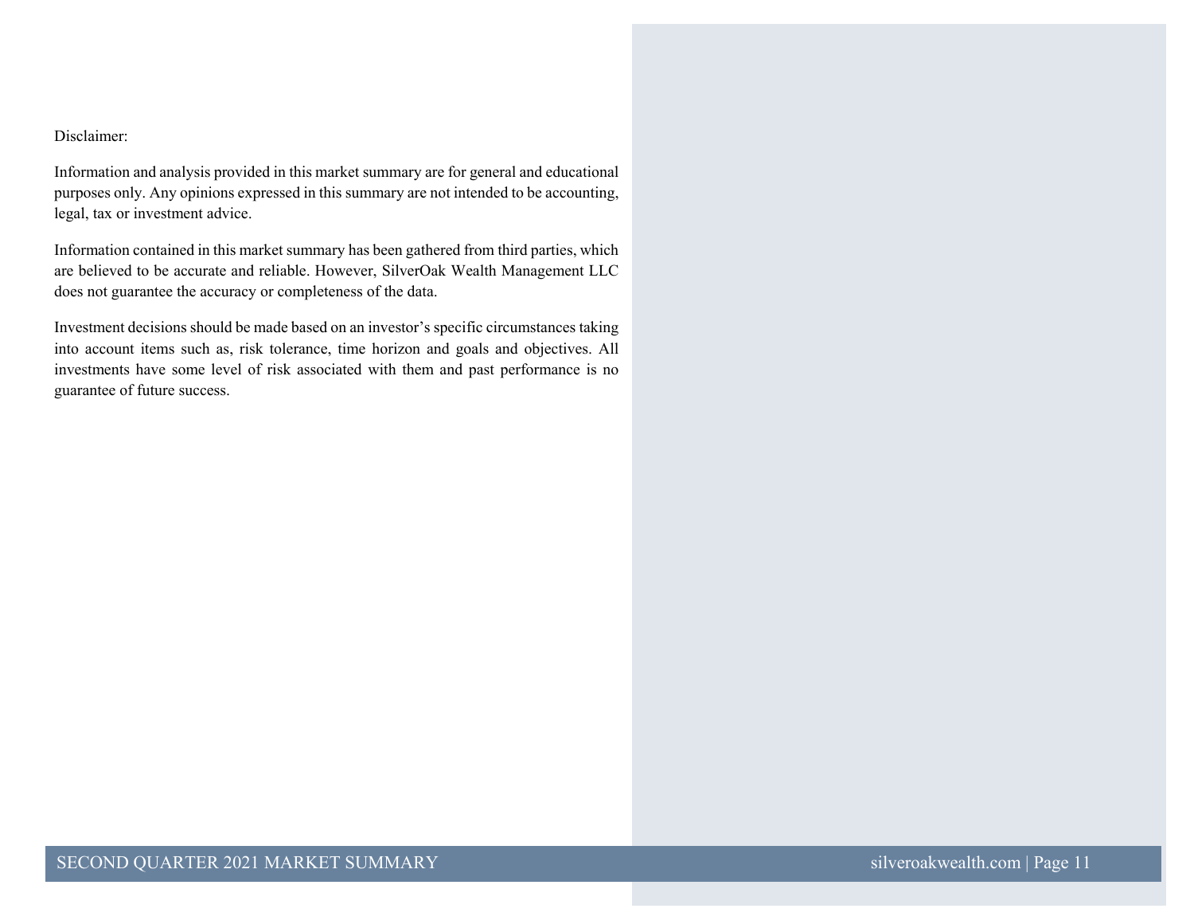Disclaimer:

Information and analysis provided in this market summary are for general and educational purposes only. Any opinions expressed in this summary are not intended to be accounting, legal, tax or investment advice.

Information contained in this market summary has been gathered from third parties, which are believed to be accurate and reliable. However, SilverOak Wealth Management LLC does not guarantee the accuracy or completeness of the data.

Investment decisions should be made based on an investor's specific circumstances taking into account items such as, risk tolerance, time horizon and goals and objectives. All investments have some level of risk associated with them and past performance is no guarantee of future success.